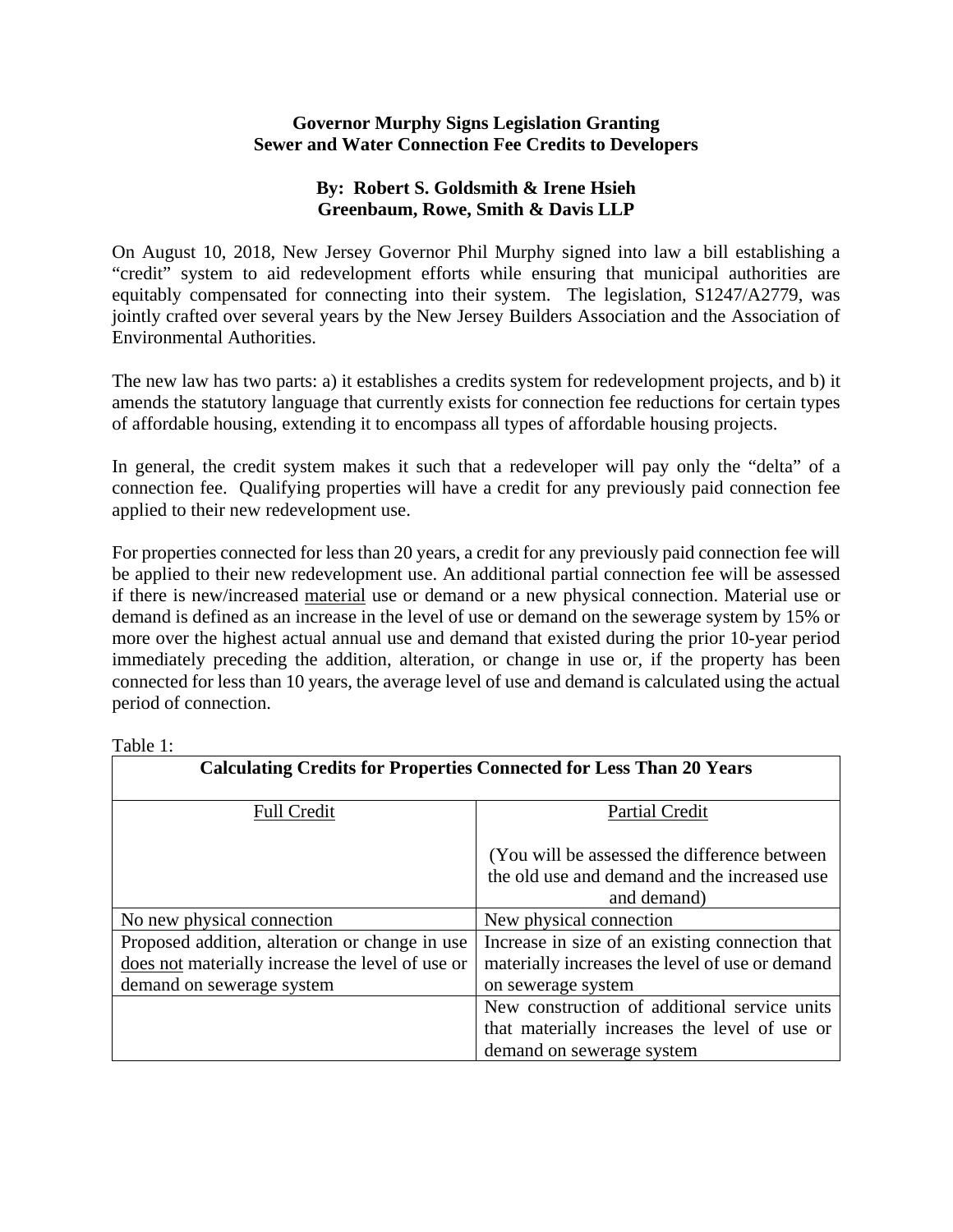**Governor Murphy Signs Legislation Granting Sewer and Water Connection Fee Credits to Developers**

**By: Robert S. Goldsmith & Irene Hsieh**
**Greenbaum, Rowe, Smith & Davis LLP**

On August 10, 2018, New Jersey Governor Phil Murphy signed into law a bill establishing a "credit" system to aid redevelopment efforts while ensuring that municipal authorities are equitably compensated for connecting into their system. The legislation, S1247/A2779, was jointly crafted over several years by the New Jersey Builders Association and the Association of Environmental Authorities.

The new law has two parts: a) it establishes a credits system for redevelopment projects, and b) it amends the statutory language that currently exists for connection fee reductions for certain types of affordable housing, extending it to encompass all types of affordable housing projects.

In general, the credit system makes it such that a redeveloper will pay only the "delta" of a connection fee. Qualifying properties will have a credit for any previously paid connection fee applied to their new redevelopment use.

For properties connected for less than 20 years, a credit for any previously paid connection fee will be applied to their new redevelopment use. An additional partial connection fee will be assessed if there is new/increased material use or demand or a new physical connection. Material use or demand is defined as an increase in the level of use or demand on the sewerage system by 15% or more over the highest actual annual use and demand that existed during the prior 10-year period immediately preceding the addition, alteration, or change in use or, if the property has been connected for less than 10 years, the average level of use and demand is calculated using the actual period of connection.

Table 1:

| **Calculating Credits for Properties Connected for Less Than 20 Years** | |
|---|---|
| Full Credit | Partial Credit<br><br>(You will be assessed the difference between the old use and demand and the increased use and demand) |
| No new physical connection | New physical connection |
| Proposed addition, alteration or change in use does not materially increase the level of use or demand on sewerage system | Increase in size of an existing connection that materially increases the level of use or demand on sewerage system |
| | New construction of additional service units that materially increases the level of use or demand on sewerage system |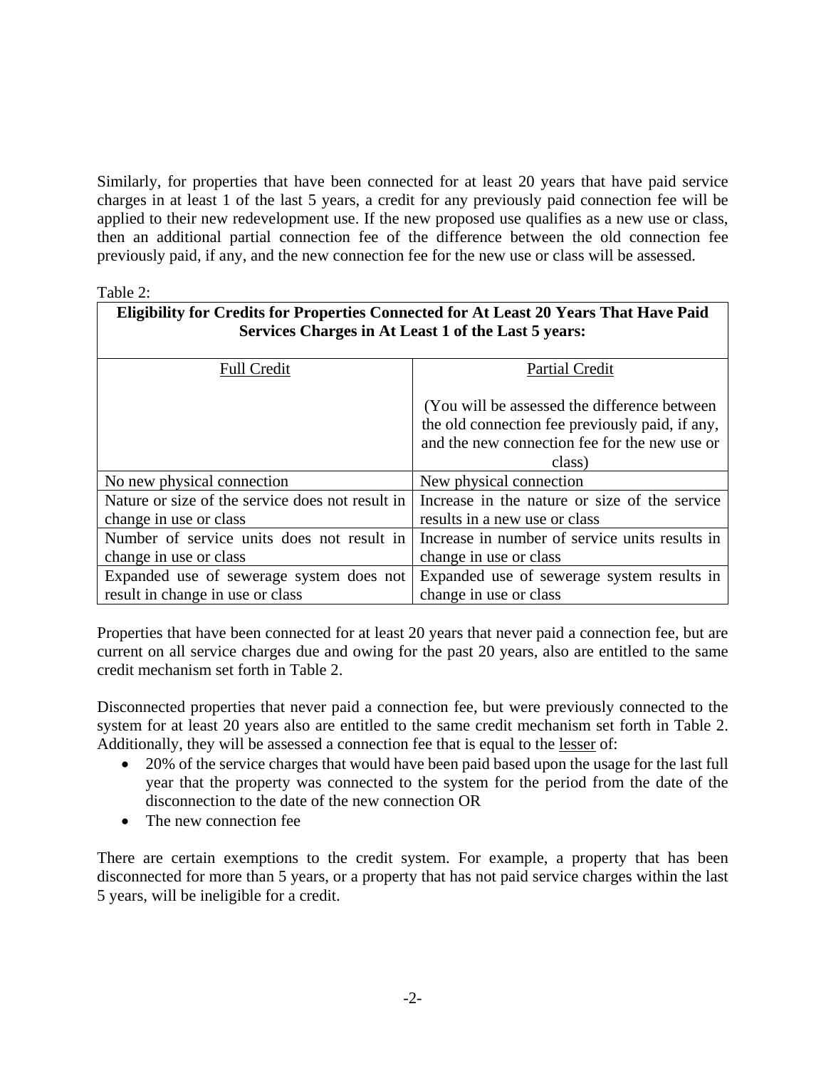Similarly, for properties that have been connected for at least 20 years that have paid service charges in at least 1 of the last 5 years, a credit for any previously paid connection fee will be applied to their new redevelopment use. If the new proposed use qualifies as a new use or class, then an additional partial connection fee of the difference between the old connection fee previously paid, if any, and the new connection fee for the new use or class will be assessed.

Table 2:

| **Eligibility for Credits for Properties Connected for At Least 20 Years That Have Paid Services Charges in At Least 1 of the Last 5 years:** | |
|---|---|
| Full Credit | Partial Credit<br><br>(You will be assessed the difference between the old connection fee previously paid, if any, and the new connection fee for the new use or class) |
| No new physical connection | New physical connection |
| Nature or size of the service does not result in change in use or class | Increase in the nature or size of the service results in a new use or class |
| Number of service units does not result in change in use or class | Increase in number of service units results in change in use or class |
| Expanded use of sewerage system does not result in change in use or class | Expanded use of sewerage system results in change in use or class |

Properties that have been connected for at least 20 years that never paid a connection fee, but are current on all service charges due and owing for the past 20 years, also are entitled to the same credit mechanism set forth in Table 2.

Disconnected properties that never paid a connection fee, but were previously connected to the system for at least 20 years also are entitled to the same credit mechanism set forth in Table 2. Additionally, they will be assessed a connection fee that is equal to the lesser of:

- 20% of the service charges that would have been paid based upon the usage for the last full year that the property was connected to the system for the period from the date of the disconnection to the date of the new connection OR
- The new connection fee

There are certain exemptions to the credit system. For example, a property that has been disconnected for more than 5 years, or a property that has not paid service charges within the last 5 years, will be ineligible for a credit.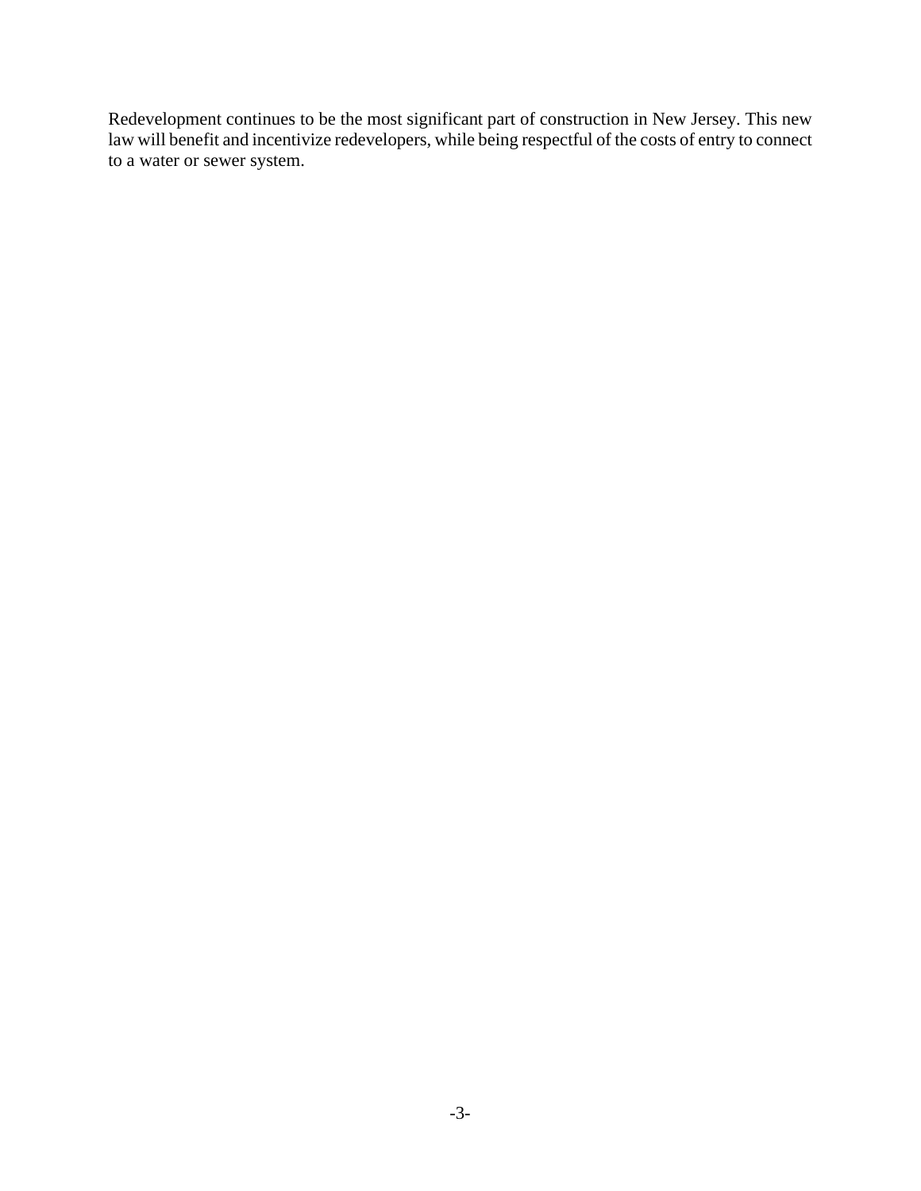Redevelopment continues to be the most significant part of construction in New Jersey. This new law will benefit and incentivize redevelopers, while being respectful of the costs of entry to connect to a water or sewer system.